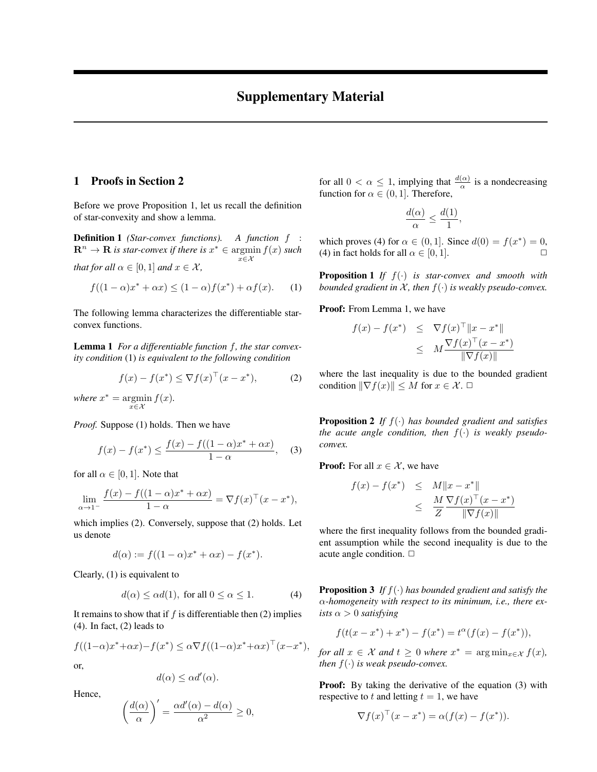# Supplementary Material

## 1 Proofs in Section 2

Before we prove Proposition 1, let us recall the definition of star-convexity and show a lemma.

**Definition 1** *(Star-convex functions). A function $f : \mathbf{R}^n \to \mathbf{R}$ is star-convex if there is $x^* \in \underset{x \in \mathcal{X}}{\operatorname{argmin}} f(x)$ such that for all $\alpha \in [0, 1]$ and $x \in \mathcal{X}$,*

$$f((1-\alpha)x^* + \alpha x) \leq (1-\alpha)f(x^*) + \alpha f(x). \qquad (1)$$

The following lemma characterizes the differentiable star-convex functions.

**Lemma 1** *For a differentiable function $f$, the star convexity condition* (1) *is equivalent to the following condition*

$$f(x) - f(x^*) \leq \nabla f(x)^\top (x - x^*), \qquad (2)$$

*where $x^* = \underset{x \in \mathcal{X}}{\operatorname{argmin}} f(x)$.*

*Proof.* Suppose (1) holds. Then we have

$$f(x) - f(x^*) \leq \frac{f(x) - f((1-\alpha)x^* + \alpha x)}{1-\alpha}, \qquad (3)$$

for all $\alpha \in [0, 1]$. Note that

$$\lim_{\alpha \to 1^-} \frac{f(x) - f((1-\alpha)x^* + \alpha x)}{1-\alpha} = \nabla f(x)^\top (x - x^*),$$

which implies (2). Conversely, suppose that (2) holds. Let us denote

$$d(\alpha) := f((1-\alpha)x^* + \alpha x) - f(x^*).$$

Clearly, (1) is equivalent to

$$d(\alpha) \leq \alpha d(1), \text{ for all } 0 \leq \alpha \leq 1. \qquad (4)$$

It remains to show that if $f$ is differentiable then (2) implies (4). In fact, (2) leads to

$$f((1-\alpha)x^* + \alpha x) - f(x^*) \leq \alpha \nabla f((1-\alpha)x^* + \alpha x)^\top (x - x^*),$$

or,

$$d(\alpha) \leq \alpha d'(\alpha).$$

Hence,

$$\left(\frac{d(\alpha)}{\alpha}\right)' = \frac{\alpha d'(\alpha) - d(\alpha)}{\alpha^2} \geq 0,$$

for all $0 < \alpha \leq 1$, implying that $\frac{d(\alpha)}{\alpha}$ is a nondecreasing function for $\alpha \in (0, 1]$. Therefore,

$$\frac{d(\alpha)}{\alpha} \leq \frac{d(1)}{1},$$

which proves (4) for $\alpha \in (0, 1]$. Since $d(0) = f(x^*) = 0$, (4) in fact holds for all $\alpha \in [0, 1]$. □

**Proposition 1** *If $f(\cdot)$ is star-convex and smooth with bounded gradient in $\mathcal{X}$, then $f(\cdot)$ is weakly pseudo-convex.*

**Proof:** From Lemma 1, we have

$$\begin{aligned} f(x) - f(x^*) &\leq \nabla f(x)^\top \|x - x^*\| \\ &\leq M \frac{\nabla f(x)^\top (x - x^*)}{\|\nabla f(x)\|} \end{aligned}$$

where the last inequality is due to the bounded gradient condition $\|\nabla f(x)\| \leq M$ for $x \in \mathcal{X}$. □

**Proposition 2** *If $f(\cdot)$ has bounded gradient and satisfies the acute angle condition, then $f(\cdot)$ is weakly pseudo-convex.*

**Proof:** For all $x \in \mathcal{X}$, we have

$$\begin{aligned} f(x) - f(x^*) &\leq M\|x - x^*\| \\ &\leq \frac{M}{Z} \frac{\nabla f(x)^\top (x - x^*)}{\|\nabla f(x)\|} \end{aligned}$$

where the first inequality follows from the bounded gradient assumption while the second inequality is due to the acute angle condition. □

**Proposition 3** *If $f(\cdot)$ has bounded gradient and satisfy the $\alpha$-homogeneity with respect to its minimum, i.e., there exists $\alpha > 0$ satisfying*

$$f(t(x - x^*) + x^*) - f(x^*) = t^\alpha (f(x) - f(x^*)),$$

*for all $x \in \mathcal{X}$ and $t \geq 0$ where $x^* = \arg\min_{x \in \mathcal{X}} f(x)$, then $f(\cdot)$ is weak pseudo-convex.*

**Proof:** By taking the derivative of the equation (3) with respective to $t$ and letting $t = 1$, we have

$$\nabla f(x)^\top (x - x^*) = \alpha (f(x) - f(x^*)).$$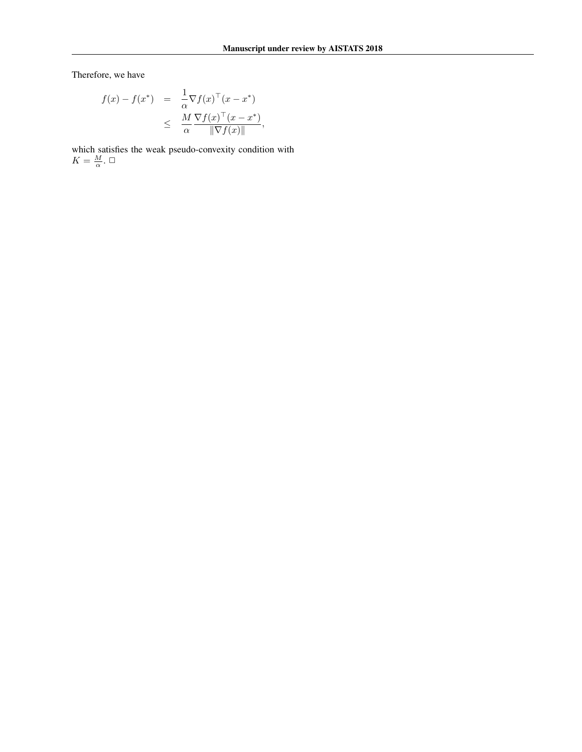Therefore, we have

$$
\begin{aligned}
f(x) - f(x^*) &= \frac{1}{\alpha} \nabla f(x)^\top (x - x^*) \\
&\leq \frac{M}{\alpha} \frac{\nabla f(x)^\top (x - x^*)}{\|\nabla f(x)\|},
\end{aligned}
$$

which satisfies the weak pseudo-convexity condition with $K = \frac{M}{\alpha}$. □